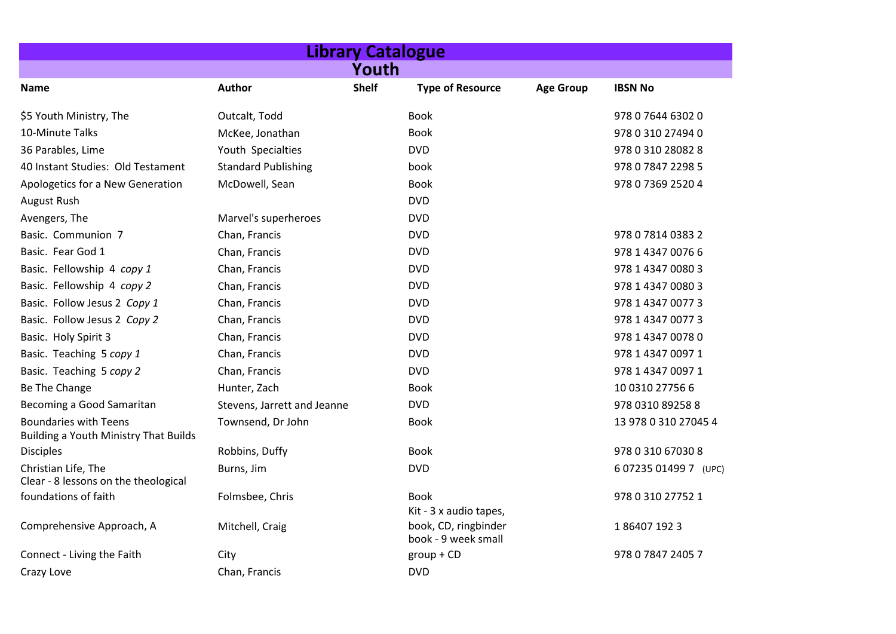# Library Catalogue

## Youth

| Name | Author | Shelf | Type of Resource | Age Group | IBSN No |
|---|---|---|---|---|---|
| $5 Youth Ministry, The | Outcalt, Todd | | Book | | 978 0 7644 6302 0 |
| 10-Minute Talks | McKee, Jonathan | | Book | | 978 0 310 27494 0 |
| 36 Parables, Lime | Youth Specialties | | DVD | | 978 0 310 28082 8 |
| 40 Instant Studies: Old Testament | Standard Publishing | | book | | 978 0 7847 2298 5 |
| Apologetics for a New Generation | McDowell, Sean | | Book | | 978 0 7369 2520 4 |
| August Rush | | | DVD | | |
| Avengers, The | Marvel's superheroes | | DVD | | |
| Basic. Communion 7 | Chan, Francis | | DVD | | 978 0 7814 0383 2 |
| Basic. Fear God 1 | Chan, Francis | | DVD | | 978 1 4347 0076 6 |
| Basic. Fellowship 4 *copy 1* | Chan, Francis | | DVD | | 978 1 4347 0080 3 |
| Basic. Fellowship 4 *copy 2* | Chan, Francis | | DVD | | 978 1 4347 0080 3 |
| Basic. Follow Jesus 2 *Copy 1* | Chan, Francis | | DVD | | 978 1 4347 0077 3 |
| Basic. Follow Jesus 2 *Copy 2* | Chan, Francis | | DVD | | 978 1 4347 0077 3 |
| Basic. Holy Spirit 3 | Chan, Francis | | DVD | | 978 1 4347 0078 0 |
| Basic. Teaching 5 *copy 1* | Chan, Francis | | DVD | | 978 1 4347 0097 1 |
| Basic. Teaching 5 *copy 2* | Chan, Francis | | DVD | | 978 1 4347 0097 1 |
| Be The Change | Hunter, Zach | | Book | | 10 0310 27756 6 |
| Becoming a Good Samaritan | Stevens, Jarrett and Jeanne | | DVD | | 978 0310 89258 8 |
| Boundaries with Teens | Townsend, Dr John | | Book | | 13 978 0 310 27045 4 |
| Building a Youth Ministry That Builds Disciples | Robbins, Duffy | | Book | | 978 0 310 67030 8 |
| Christian Life, The | Burns, Jim | | DVD | | 6 07235 01499 7 (UPC) |
| Clear - 8 lessons on the theological foundations of faith | Folmsbee, Chris | | Book | | 978 0 310 27752 1 |
| Comprehensive Approach, A | Mitchell, Craig | | Kit - 3 x audio tapes, book, CD, ringbinder | | 1 86407 192 3 |
| Connect - Living the Faith | City | | book - 9 week small group + CD | | 978 0 7847 2405 7 |
| Crazy Love | Chan, Francis | | DVD | | |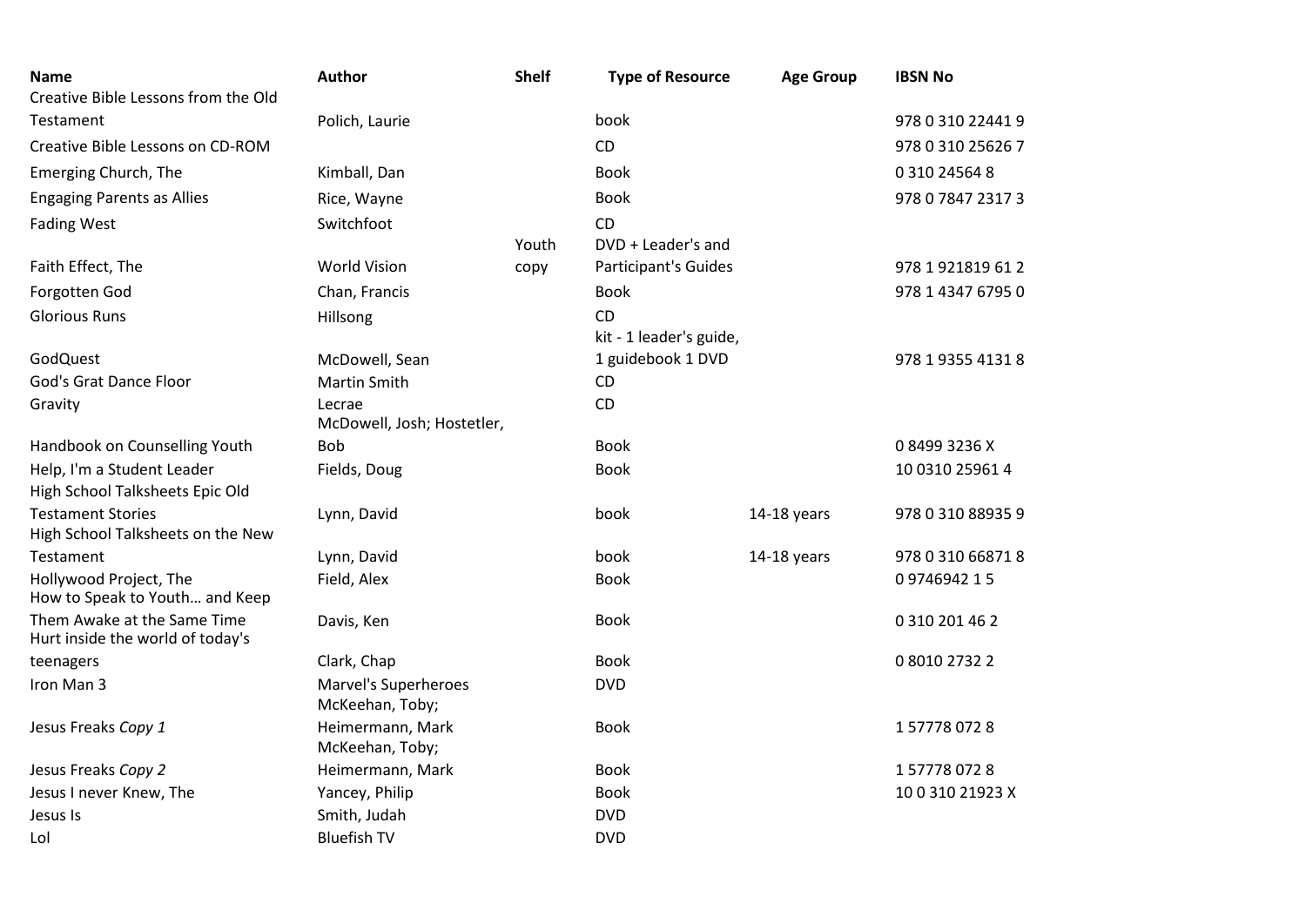| Name | Author | Shelf | Type of Resource | Age Group | IBSN No |
|---|---|---|---|---|---|
| Creative Bible Lessons from the Old Testament | Polich, Laurie | | book | | 978 0 310 22441 9 |
| Creative Bible Lessons on CD-ROM | | | CD | | 978 0 310 25626 7 |
| Emerging Church, The | Kimball, Dan | | Book | | 0 310 24564 8 |
| Engaging Parents as Allies | Rice, Wayne | | Book | | 978 0 7847 2317 3 |
| Fading West | Switchfoot | | CD | | |
| Faith Effect, The | World Vision | Youth copy | DVD + Leader's and Participant's Guides | | 978 1 921819 61 2 |
| Forgotten God | Chan, Francis | | Book | | 978 1 4347 6795 0 |
| Glorious Runs | Hillsong | | CD | | |
| GodQuest | McDowell, Sean | | kit - 1 leader's guide, 1 guidebook 1 DVD | | 978 1 9355 4131 8 |
| God's Grat Dance Floor | Martin Smith | | CD | | |
| Gravity | Lecrae | | CD | | |
| Handbook on Counselling Youth | McDowell, Josh; Hostetler, Bob | | Book | | 0 8499 3236 X |
| Help, I'm a Student Leader | Fields, Doug | | Book | | 10 0310 25961 4 |
| High School Talksheets Epic Old Testament Stories | Lynn, David | | book | 14-18 years | 978 0 310 88935 9 |
| High School Talksheets on the New Testament | Lynn, David | | book | 14-18 years | 978 0 310 66871 8 |
| Hollywood Project, The | Field, Alex | | Book | | 0 9746942 1 5 |
| How to Speak to Youth… and Keep Them Awake at the Same Time | Davis, Ken | | Book | | 0 310 201 46 2 |
| Hurt inside the world of today's teenagers | Clark, Chap | | Book | | 0 8010 2732 2 |
| Iron Man 3 | Marvel's Superheroes | | DVD | | |
| Jesus Freaks *Copy 1* | McKeehan, Toby; Heimermann, Mark | | Book | | 1 57778 072 8 |
| Jesus Freaks *Copy 2* | McKeehan, Toby; Heimermann, Mark | | Book | | 1 57778 072 8 |
| Jesus I never Knew, The | Yancey, Philip | | Book | | 10 0 310 21923 X |
| Jesus Is | Smith, Judah | | DVD | | |
| Lol | Bluefish TV | | DVD | | |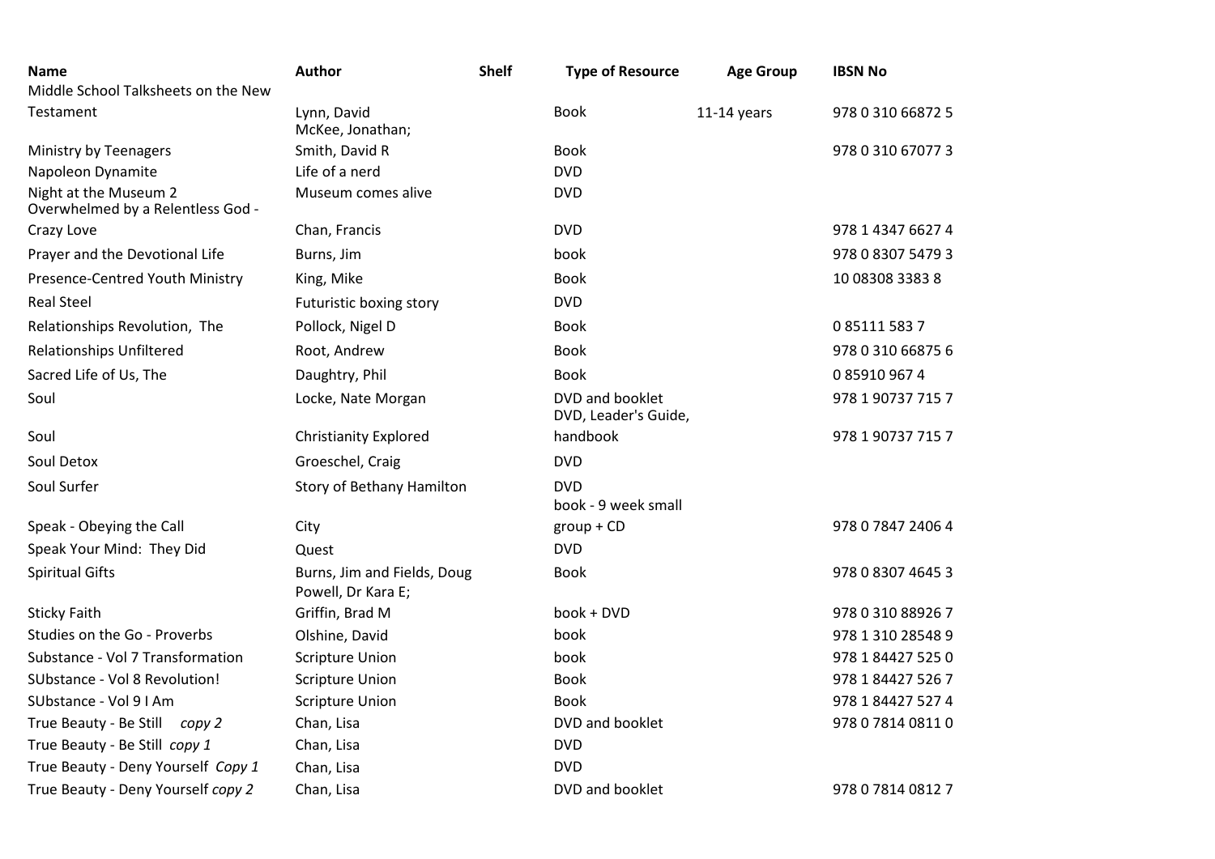| Name | Author | Shelf | Type of Resource | Age Group | IBSN No |
|---|---|---|---|---|---|
| Middle School Talksheets on the New Testament | Lynn, David | | Book | 11-14 years | 978 0 310 66872 5 |
| Ministry by Teenagers | McKee, Jonathan; Smith, David R | | Book | | 978 0 310 67077 3 |
| Napoleon Dynamite | Life of a nerd | | DVD | | |
| Night at the Museum 2 | Museum comes alive | | DVD | | |
| Overwhelmed by a Relentless God - Crazy Love | Chan, Francis | | DVD | | 978 1 4347 6627 4 |
| Prayer and the Devotional Life | Burns, Jim | | book | | 978 0 8307 5479 3 |
| Presence-Centred Youth Ministry | King, Mike | | Book | | 10 08308 3383 8 |
| Real Steel | Futuristic boxing story | | DVD | | |
| Relationships Revolution, The | Pollock, Nigel D | | Book | | 0 85111 583 7 |
| Relationships Unfiltered | Root, Andrew | | Book | | 978 0 310 66875 6 |
| Sacred Life of Us, The | Daughtry, Phil | | Book | | 0 85910 967 4 |
| Soul | Locke, Nate Morgan | | DVD and booklet | | 978 1 90737 715 7 |
| Soul | Christianity Explored | | DVD, Leader's Guide, handbook | | 978 1 90737 715 7 |
| Soul Detox | Groeschel, Craig | | DVD | | |
| Soul Surfer | Story of Bethany Hamilton | | DVD | | |
| Speak - Obeying the Call | City | | book - 9 week small group + CD | | 978 0 7847 2406 4 |
| Speak Your Mind: They Did | Quest | | DVD | | |
| Spiritual Gifts | Burns, Jim and Fields, Doug | | Book | | 978 0 8307 4645 3 |
| Sticky Faith | Powell, Dr Kara E; Griffin, Brad M | | book + DVD | | 978 0 310 88926 7 |
| Studies on the Go - Proverbs | Olshine, David | | book | | 978 1 310 28548 9 |
| Substance - Vol 7 Transformation | Scripture Union | | book | | 978 1 84427 525 0 |
| SUbstance - Vol 8 Revolution! | Scripture Union | | Book | | 978 1 84427 526 7 |
| SUbstance - Vol 9 I Am | Scripture Union | | Book | | 978 1 84427 527 4 |
| True Beauty - Be Still *copy 2* | Chan, Lisa | | DVD and booklet | | 978 0 7814 0811 0 |
| True Beauty - Be Still *copy 1* | Chan, Lisa | | DVD | | |
| True Beauty - Deny Yourself *Copy 1* | Chan, Lisa | | DVD | | |
| True Beauty - Deny Yourself *copy 2* | Chan, Lisa | | DVD and booklet | | 978 0 7814 0812 7 |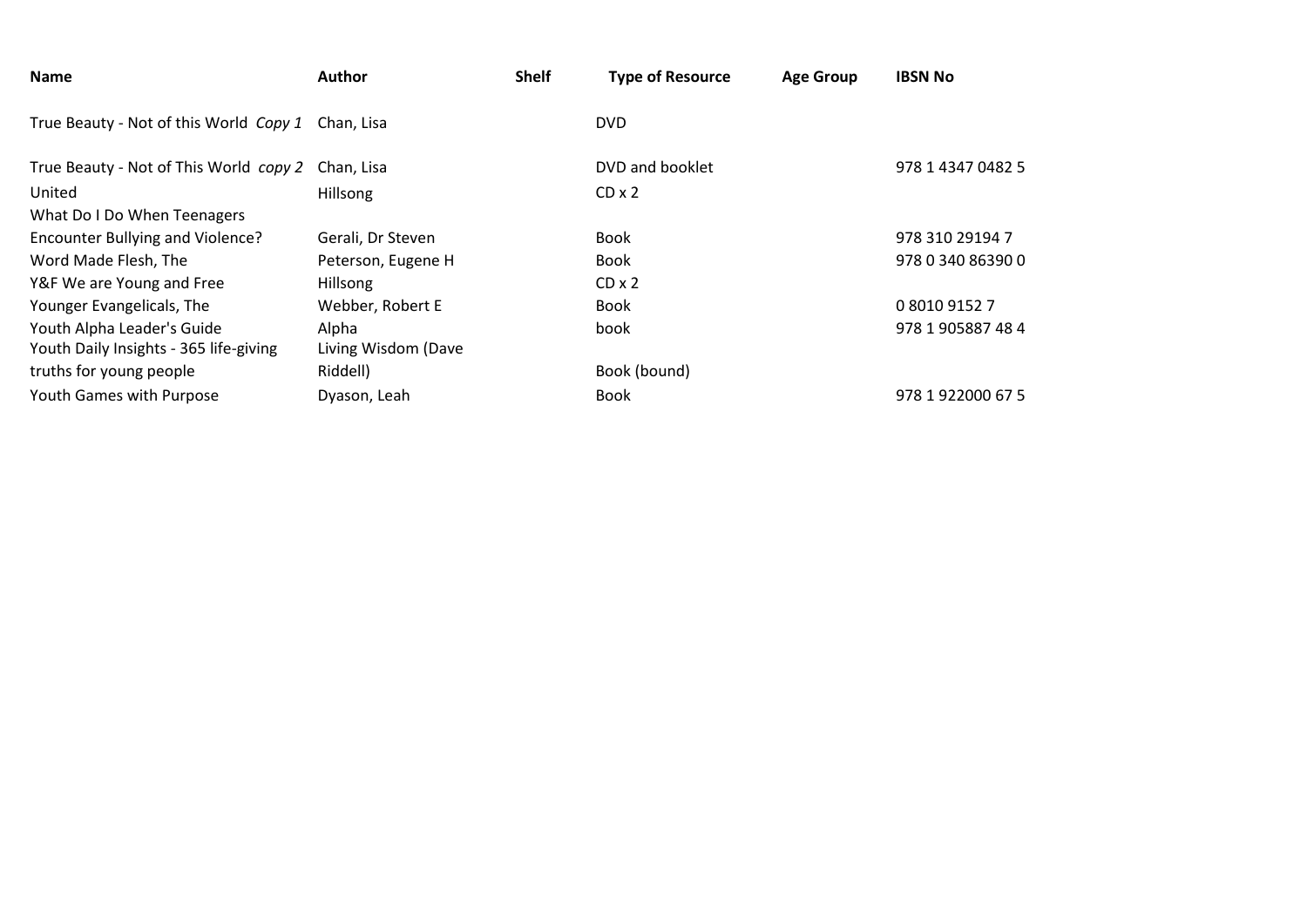| Name | Author | Shelf | Type of Resource | Age Group | IBSN No |
|---|---|---|---|---|---|
| True Beauty - Not of this World *Copy 1* | Chan, Lisa | | DVD | | |
| True Beauty - Not of This World *copy 2* | Chan, Lisa | | DVD and booklet | | 978 1 4347 0482 5 |
| United | Hillsong | | CD x 2 | | |
| What Do I Do When Teenagers Encounter Bullying and Violence? | Gerali, Dr Steven | | Book | | 978 310 29194 7 |
| Word Made Flesh, The | Peterson, Eugene H | | Book | | 978 0 340 86390 0 |
| Y&F We are Young and Free | Hillsong | | CD x 2 | | |
| Younger Evangelicals, The | Webber, Robert E | | Book | | 0 8010 9152 7 |
| Youth Alpha Leader's Guide | Alpha | | book | | 978 1 905887 48 4 |
| Youth Daily Insights - 365 life-giving truths for young people | Living Wisdom (Dave Riddell) | | Book (bound) | | |
| Youth Games with Purpose | Dyason, Leah | | Book | | 978 1 922000 67 5 |